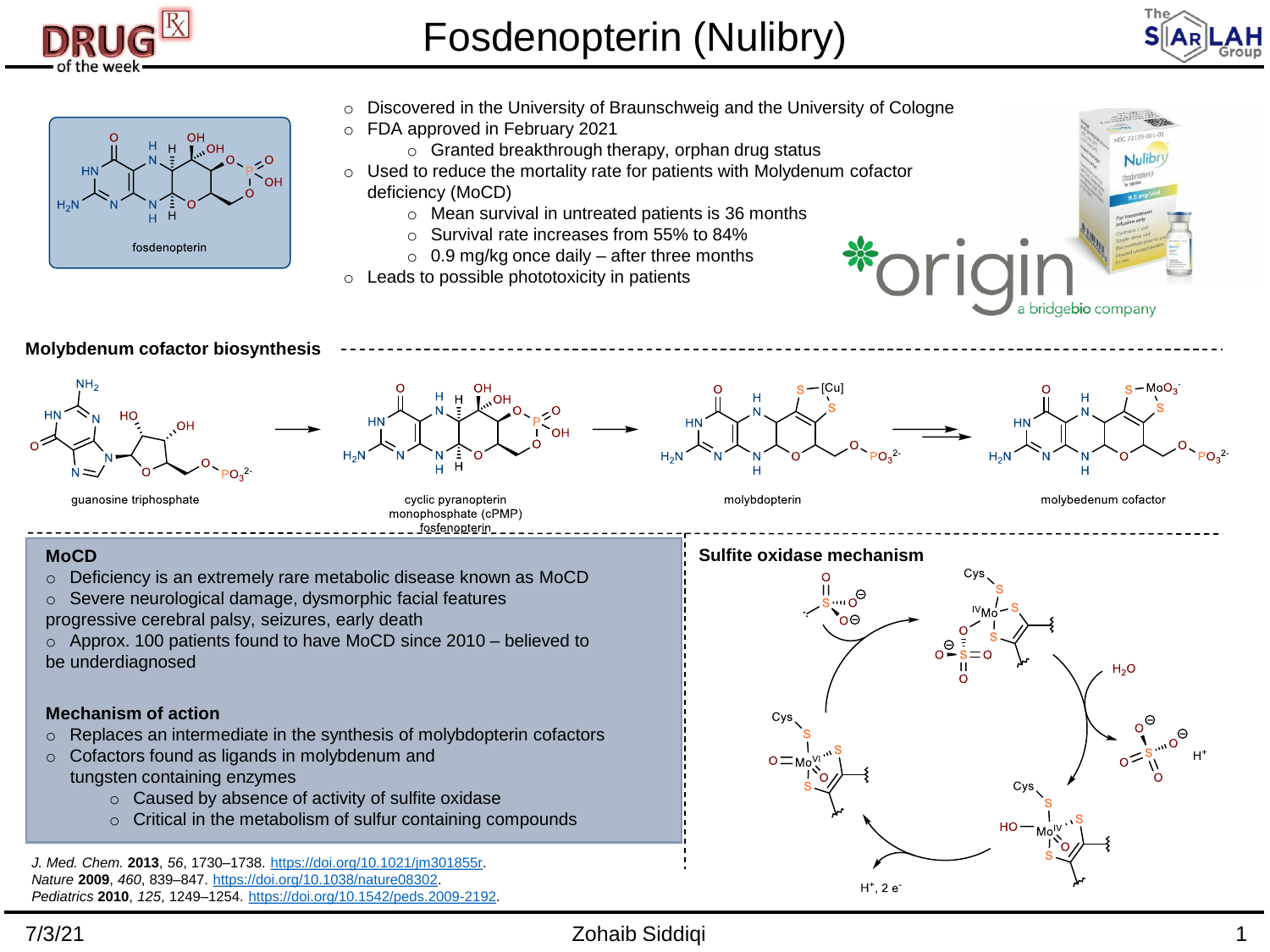# Fosdenopterin (Nulibry)

fosdenopterin

- Discovered in the University of Braunschweig and the University of Cologne
- FDA approved in February 2021
  - Granted breakthrough therapy, orphan drug status
- Used to reduce the mortality rate for patients with Molydenum cofactor deficiency (MoCD)
  - Mean survival in untreated patients is 36 months
  - Survival rate increases from 55% to 84%
  - 0.9 mg/kg once daily – after three months
- Leads to possible phototoxicity in patients

origin a bridgebio company

## Molybdenum cofactor biosynthesis

guanosine triphosphate → cyclic pyranopterin monophosphate (cPMP) fosfenopterin → molybdopterin → molybedenum cofactor

## MoCD

- Deficiency is an extremely rare metabolic disease known as MoCD
- Severe neurological damage, dysmorphic facial features progressive cerebral palsy, seizures, early death
- Approx. 100 patients found to have MoCD since 2010 – believed to be underdiagnosed

## Mechanism of action

- Replaces an intermediate in the synthesis of molybdopterin cofactors
- Cofactors found as ligands in molybdenum and tungsten containing enzymes
  - Caused by absence of activity of sulfite oxidase
  - Critical in the metabolism of sulfur containing compounds

## Sulfite oxidase mechanism

$H_2O$

$H^+$

$H^+$, 2 $e^-$

*J. Med. Chem.* **2013**, *56*, 1730–1738. https://doi.org/10.1021/jm301855r.
*Nature* **2009**, *460*, 839–847. https://doi.org/10.1038/nature08302.
*Pediatrics* **2010**, *125*, 1249–1254. https://doi.org/10.1542/peds.2009-2192.

7/3/21 Zohaib Siddiqi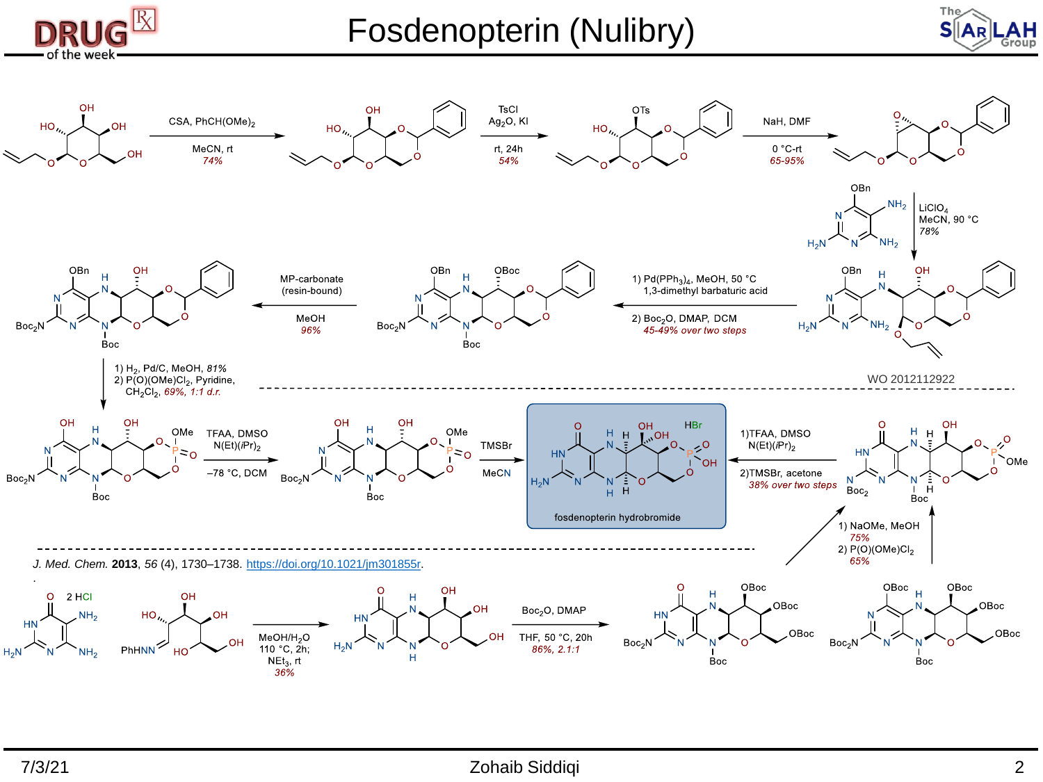# Fosdenopterin (Nulibry)

CSA, $PhCH(OMe)_2$

MeCN, rt

*74%*

TsCl

$Ag_2O$, KI

rt, 24h

*54%*

NaH, DMF

0 °C-rt

*65-95%*

$LiClO_4$

MeCN, 90 °C

*78%*

1) $Pd(PPh_3)_4$, MeOH, 50 °C

1,3-dimethyl barbaturic acid

2) $Boc_2O$, DMAP, DCM

*45-49% over two steps*

MP-carbonate (resin-bound)

MeOH

*96%*

1) $H_2$, Pd/C, MeOH, *81%*

2) $P(O)(OMe)Cl_2$, Pyridine, $CH_2Cl_2$, *69%, 1:1 d.r.*

WO 2012112922

TFAA, DMSO

$N(Et)(iPr)_2$

–78 °C, DCM

TMSBr

MeCN

fosdenopterin hydrobromide

1)TFAA, DMSO

$N(Et)(iPr)_2$

2)TMSBr, acetone

*38% over two steps*

1) NaOMe, MeOH

*75%*

2) $P(O)(OMe)Cl_2$

*65%*

*J. Med. Chem.* **2013**, *56* (4), 1730–1738. https://doi.org/10.1021/jm301855r.

2 HCl

MeOH/$H_2O$

110 °C, 2h;

$NEt_3$, rt

*36%*

$Boc_2O$, DMAP

THF, 50 °C, 20h

*86%, 2.1:1*